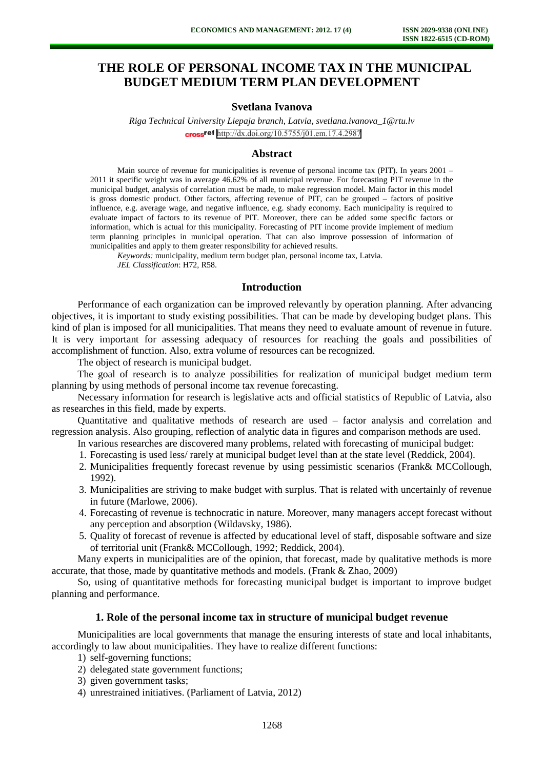# THE ROLE OF PERSONAL INCOME TAX IN THE MUNICIPAL BUDGET MEDIUM TERM PLAN DEVELOPMENT

**Svetlana Ivanova**

*Riga Technical University Liepaja branch, Latvia, svetlana.ivanova_1@rtu.lv*

http://dx.doi.org/10.5755/j01.em.17.4.2987

## Abstract

Main source of revenue for municipalities is revenue of personal income tax (PIT). In years 2001 – 2011 it specific weight was in average 46.62% of all municipal revenue. For forecasting PIT revenue in the municipal budget, analysis of correlation must be made, to make regression model. Main factor in this model is gross domestic product. Other factors, affecting revenue of PIT, can be grouped – factors of positive influence, e.g. average wage, and negative influence, e.g. shady economy. Each municipality is required to evaluate impact of factors to its revenue of PIT. Moreover, there can be added some specific factors or information, which is actual for this municipality. Forecasting of PIT income provide implement of medium term planning principles in municipal operation. That can also improve possession of information of municipalities and apply to them greater responsibility for achieved results.

*Keywords:* municipality, medium term budget plan, personal income tax, Latvia.

*JEL Classification*: H72, R58.

## Introduction

Performance of each organization can be improved relevantly by operation planning. After advancing objectives, it is important to study existing possibilities. That can be made by developing budget plans. This kind of plan is imposed for all municipalities. That means they need to evaluate amount of revenue in future. It is very important for assessing adequacy of resources for reaching the goals and possibilities of accomplishment of function. Also, extra volume of resources can be recognized.

The object of research is municipal budget.

The goal of research is to analyze possibilities for realization of municipal budget medium term planning by using methods of personal income tax revenue forecasting.

Necessary information for research is legislative acts and official statistics of Republic of Latvia, also as researches in this field, made by experts.

Quantitative and qualitative methods of research are used – factor analysis and correlation and regression analysis. Also grouping, reflection of analytic data in figures and comparison methods are used.

In various researches are discovered many problems, related with forecasting of municipal budget:

1. Forecasting is used less/ rarely at municipal budget level than at the state level (Reddick, 2004).
2. Municipalities frequently forecast revenue by using pessimistic scenarios (Frank& MCCollough, 1992).
3. Municipalities are striving to make budget with surplus. That is related with uncertainly of revenue in future (Marlowe, 2006).
4. Forecasting of revenue is technocratic in nature. Moreover, many managers accept forecast without any perception and absorption (Wildavsky, 1986).
5. Quality of forecast of revenue is affected by educational level of staff, disposable software and size of territorial unit (Frank& MCCollough, 1992; Reddick, 2004).

Many experts in municipalities are of the opinion, that forecast, made by qualitative methods is more accurate, that those, made by quantitative methods and models. (Frank & Zhao, 2009)

So, using of quantitative methods for forecasting municipal budget is important to improve budget planning and performance.

## 1. Role of the personal income tax in structure of municipal budget revenue

Municipalities are local governments that manage the ensuring interests of state and local inhabitants, accordingly to law about municipalities. They have to realize different functions:

1) self-governing functions;
2) delegated state government functions;
3) given government tasks;
4) unrestrained initiatives. (Parliament of Latvia, 2012)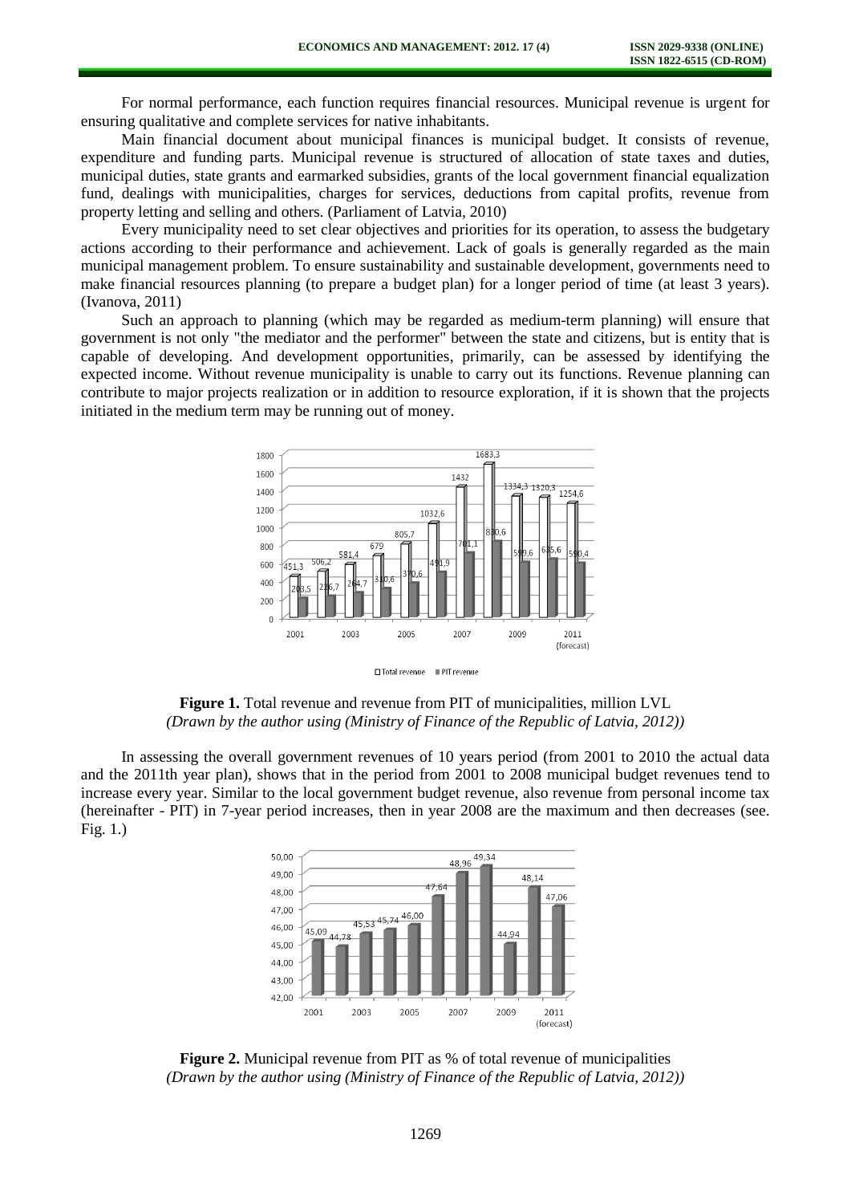For normal performance, each function requires financial resources. Municipal revenue is urgent for ensuring qualitative and complete services for native inhabitants.

Main financial document about municipal finances is municipal budget. It consists of revenue, expenditure and funding parts. Municipal revenue is structured of allocation of state taxes and duties, municipal duties, state grants and earmarked subsidies, grants of the local government financial equalization fund, dealings with municipalities, charges for services, deductions from capital profits, revenue from property letting and selling and others. (Parliament of Latvia, 2010)

Every municipality need to set clear objectives and priorities for its operation, to assess the budgetary actions according to their performance and achievement. Lack of goals is generally regarded as the main municipal management problem. To ensure sustainability and sustainable development, governments need to make financial resources planning (to prepare a budget plan) for a longer period of time (at least 3 years). (Ivanova, 2011)

Such an approach to planning (which may be regarded as medium-term planning) will ensure that government is not only "the mediator and the performer" between the state and citizens, but is entity that is capable of developing. And development opportunities, primarily, can be assessed by identifying the expected income. Without revenue municipality is unable to carry out its functions. Revenue planning can contribute to major projects realization or in addition to resource exploration, if it is shown that the projects initiated in the medium term may be running out of money.

**Figure 1.** Total revenue and revenue from PIT of municipalities, million LVL
*(Drawn by the author using (Ministry of Finance of the Republic of Latvia, 2012))*

In assessing the overall government revenues of 10 years period (from 2001 to 2010 the actual data and the 2011th year plan), shows that in the period from 2001 to 2008 municipal budget revenues tend to increase every year. Similar to the local government budget revenue, also revenue from personal income tax (hereinafter - PIT) in 7-year period increases, then in year 2008 are the maximum and then decreases (see. Fig. 1.)

**Figure 2.** Municipal revenue from PIT as % of total revenue of municipalities
*(Drawn by the author using (Ministry of Finance of the Republic of Latvia, 2012))*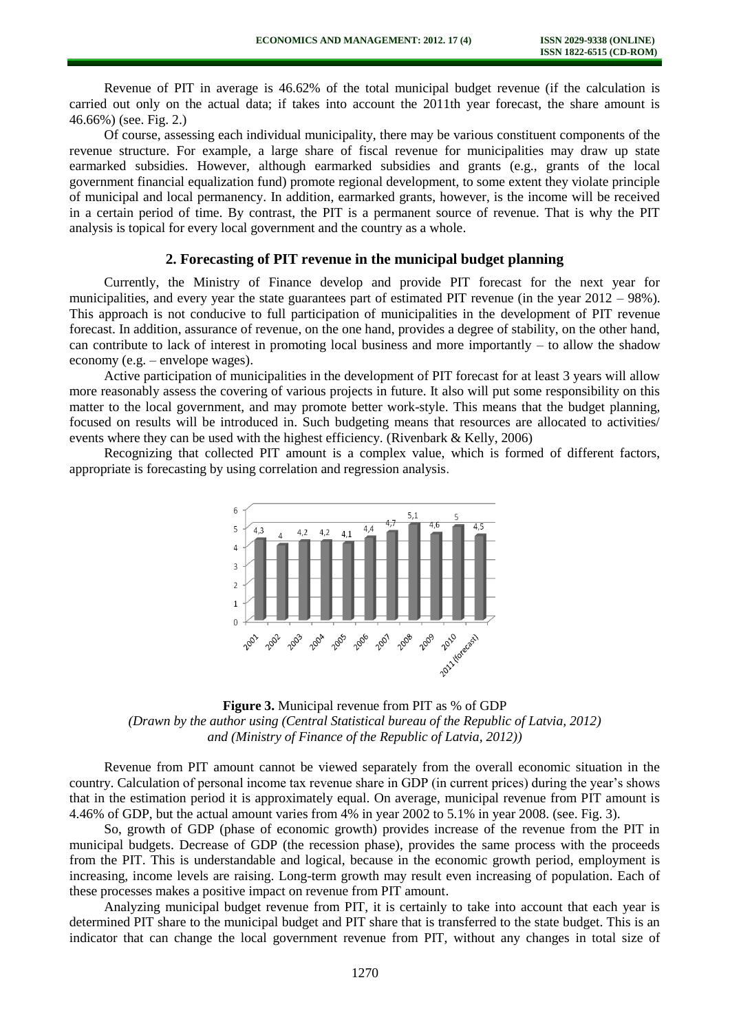Revenue of PIT in average is 46.62% of the total municipal budget revenue (if the calculation is carried out only on the actual data; if takes into account the 2011th year forecast, the share amount is 46.66%) (see. Fig. 2.)

Of course, assessing each individual municipality, there may be various constituent components of the revenue structure. For example, a large share of fiscal revenue for municipalities may draw up state earmarked subsidies. However, although earmarked subsidies and grants (e.g., grants of the local government financial equalization fund) promote regional development, to some extent they violate principle of municipal and local permanency. In addition, earmarked grants, however, is the income will be received in a certain period of time. By contrast, the PIT is a permanent source of revenue. That is why the PIT analysis is topical for every local government and the country as a whole.

## 2. Forecasting of PIT revenue in the municipal budget planning

Currently, the Ministry of Finance develop and provide PIT forecast for the next year for municipalities, and every year the state guarantees part of estimated PIT revenue (in the year 2012 – 98%). This approach is not conducive to full participation of municipalities in the development of PIT revenue forecast. In addition, assurance of revenue, on the one hand, provides a degree of stability, on the other hand, can contribute to lack of interest in promoting local business and more importantly – to allow the shadow economy (e.g. – envelope wages).

Active participation of municipalities in the development of PIT forecast for at least 3 years will allow more reasonably assess the covering of various projects in future. It also will put some responsibility on this matter to the local government, and may promote better work-style. This means that the budget planning, focused on results will be introduced in. Such budgeting means that resources are allocated to activities/ events where they can be used with the highest efficiency. (Rivenbark & Kelly, 2006)

Recognizing that collected PIT amount is a complex value, which is formed of different factors, appropriate is forecasting by using correlation and regression analysis.

**Figure 3.** Municipal revenue from PIT as % of GDP
*(Drawn by the author using (Central Statistical bureau of the Republic of Latvia, 2012) and (Ministry of Finance of the Republic of Latvia, 2012))*

Revenue from PIT amount cannot be viewed separately from the overall economic situation in the country. Calculation of personal income tax revenue share in GDP (in current prices) during the year's shows that in the estimation period it is approximately equal. On average, municipal revenue from PIT amount is 4.46% of GDP, but the actual amount varies from 4% in year 2002 to 5.1% in year 2008. (see. Fig. 3).

So, growth of GDP (phase of economic growth) provides increase of the revenue from the PIT in municipal budgets. Decrease of GDP (the recession phase), provides the same process with the proceeds from the PIT. This is understandable and logical, because in the economic growth period, employment is increasing, income levels are raising. Long-term growth may result even increasing of population. Each of these processes makes a positive impact on revenue from PIT amount.

Analyzing municipal budget revenue from PIT, it is certainly to take into account that each year is determined PIT share to the municipal budget and PIT share that is transferred to the state budget. This is an indicator that can change the local government revenue from PIT, without any changes in total size of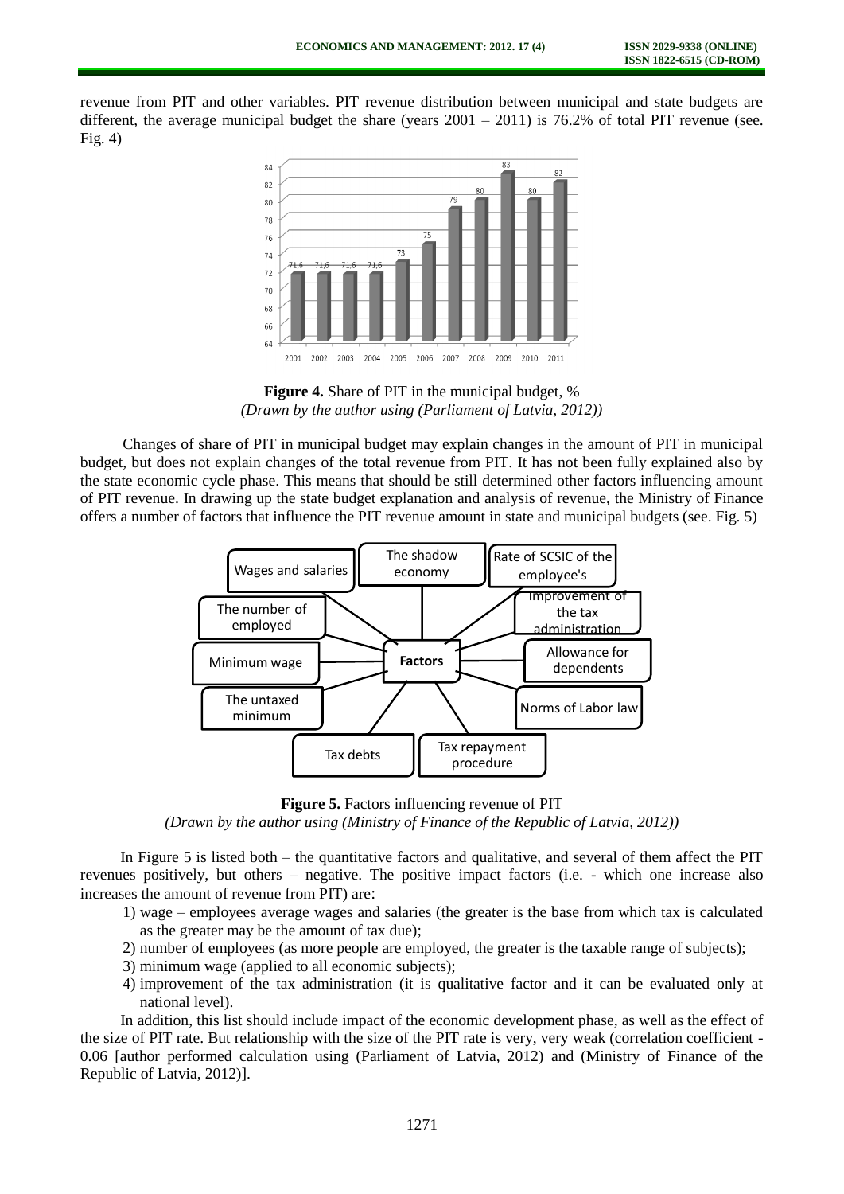revenue from PIT and other variables. PIT revenue distribution between municipal and state budgets are different, the average municipal budget the share (years 2001 – 2011) is 76.2% of total PIT revenue (see. Fig. 4)

**Figure 4.** Share of PIT in the municipal budget, %
*(Drawn by the author using (Parliament of Latvia, 2012))*

Changes of share of PIT in municipal budget may explain changes in the amount of PIT in municipal budget, but does not explain changes of the total revenue from PIT. It has not been fully explained also by the state economic cycle phase. This means that should be still determined other factors influencing amount of PIT revenue. In drawing up the state budget explanation and analysis of revenue, the Ministry of Finance offers a number of factors that influence the PIT revenue amount in state and municipal budgets (see. Fig. 5)

**Figure 5.** Factors influencing revenue of PIT
*(Drawn by the author using (Ministry of Finance of the Republic of Latvia, 2012))*

In Figure 5 is listed both – the quantitative factors and qualitative, and several of them affect the PIT revenues positively, but others – negative. The positive impact factors (i.e. - which one increase also increases the amount of revenue from PIT) are:

1) wage – employees average wages and salaries (the greater is the base from which tax is calculated as the greater may be the amount of tax due);
2) number of employees (as more people are employed, the greater is the taxable range of subjects);
3) minimum wage (applied to all economic subjects);
4) improvement of the tax administration (it is qualitative factor and it can be evaluated only at national level).

In addition, this list should include impact of the economic development phase, as well as the effect of the size of PIT rate. But relationship with the size of the PIT rate is very, very weak (correlation coefficient - 0.06 [author performed calculation using (Parliament of Latvia, 2012) and (Ministry of Finance of the Republic of Latvia, 2012)].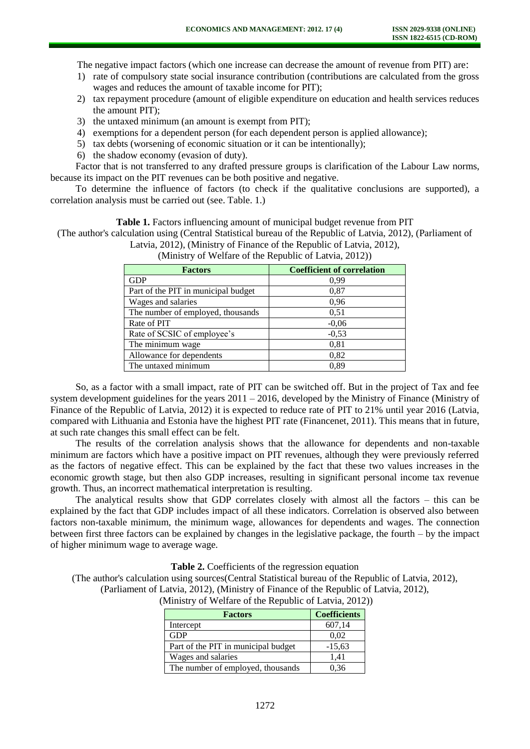The negative impact factors (which one increase can decrease the amount of revenue from PIT) are:

1) rate of compulsory state social insurance contribution (contributions are calculated from the gross wages and reduces the amount of taxable income for PIT);
2) tax repayment procedure (amount of eligible expenditure on education and health services reduces the amount PIT);
3) the untaxed minimum (an amount is exempt from PIT);
4) exemptions for a dependent person (for each dependent person is applied allowance);
5) tax debts (worsening of economic situation or it can be intentionally);
6) the shadow economy (evasion of duty).

Factor that is not transferred to any drafted pressure groups is clarification of the Labour Law norms, because its impact on the PIT revenues can be both positive and negative.

To determine the influence of factors (to check if the qualitative conclusions are supported), a correlation analysis must be carried out (see. Table. 1.)

**Table 1.** Factors influencing amount of municipal budget revenue from PIT
(The author's calculation using (Central Statistical bureau of the Republic of Latvia, 2012), (Parliament of Latvia, 2012), (Ministry of Finance of the Republic of Latvia, 2012), (Ministry of Welfare of the Republic of Latvia, 2012))

| Factors | Coefficient of correlation |
|---|---|
| GDP | 0,99 |
| Part of the PIT in municipal budget | 0,87 |
| Wages and salaries | 0,96 |
| The number of employed, thousands | 0,51 |
| Rate of PIT | -0,06 |
| Rate of SCSIC of employee's | -0,53 |
| The minimum wage | 0,81 |
| Allowance for dependents | 0,82 |
| The untaxed minimum | 0,89 |

So, as a factor with a small impact, rate of PIT can be switched off. But in the project of Tax and fee system development guidelines for the years 2011 – 2016, developed by the Ministry of Finance (Ministry of Finance of the Republic of Latvia, 2012) it is expected to reduce rate of PIT to 21% until year 2016 (Latvia, compared with Lithuania and Estonia have the highest PIT rate (Financenet, 2011). This means that in future, at such rate changes this small effect can be felt.

The results of the correlation analysis shows that the allowance for dependents and non-taxable minimum are factors which have a positive impact on PIT revenues, although they were previously referred as the factors of negative effect. This can be explained by the fact that these two values increases in the economic growth stage, but then also GDP increases, resulting in significant personal income tax revenue growth. Thus, an incorrect mathematical interpretation is resulting.

The analytical results show that GDP correlates closely with almost all the factors – this can be explained by the fact that GDP includes impact of all these indicators. Correlation is observed also between factors non-taxable minimum, the minimum wage, allowances for dependents and wages. The connection between first three factors can be explained by changes in the legislative package, the fourth – by the impact of higher minimum wage to average wage.

**Table 2.** Coefficients of the regression equation
(The author's calculation using sources(Central Statistical bureau of the Republic of Latvia, 2012), (Parliament of Latvia, 2012), (Ministry of Finance of the Republic of Latvia, 2012), (Ministry of Welfare of the Republic of Latvia, 2012))

| Factors | Coefficients |
|---|---|
| Intercept | 607,14 |
| GDP | 0,02 |
| Part of the PIT in municipal budget | -15,63 |
| Wages and salaries | 1,41 |
| The number of employed, thousands | 0,36 |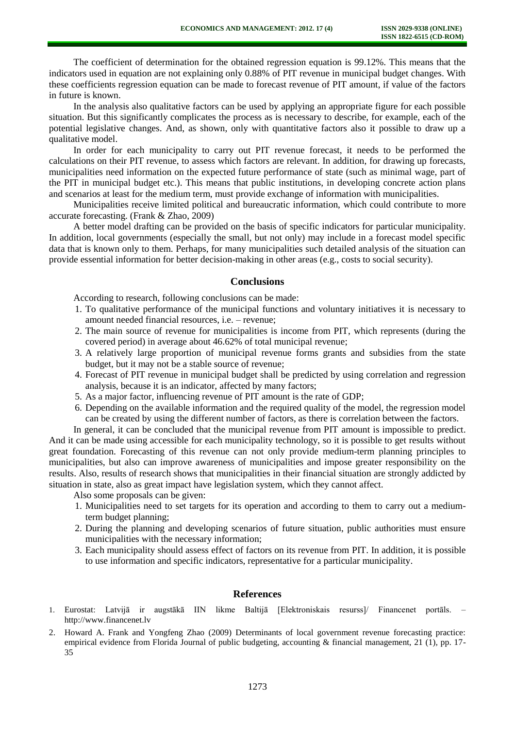The coefficient of determination for the obtained regression equation is 99.12%. This means that the indicators used in equation are not explaining only 0.88% of PIT revenue in municipal budget changes. With these coefficients regression equation can be made to forecast revenue of PIT amount, if value of the factors in future is known.

In the analysis also qualitative factors can be used by applying an appropriate figure for each possible situation. But this significantly complicates the process as is necessary to describe, for example, each of the potential legislative changes. And, as shown, only with quantitative factors also it possible to draw up a qualitative model.

In order for each municipality to carry out PIT revenue forecast, it needs to be performed the calculations on their PIT revenue, to assess which factors are relevant. In addition, for drawing up forecasts, municipalities need information on the expected future performance of state (such as minimal wage, part of the PIT in municipal budget etc.). This means that public institutions, in developing concrete action plans and scenarios at least for the medium term, must provide exchange of information with municipalities.

Municipalities receive limited political and bureaucratic information, which could contribute to more accurate forecasting. (Frank & Zhao, 2009)

A better model drafting can be provided on the basis of specific indicators for particular municipality. In addition, local governments (especially the small, but not only) may include in a forecast model specific data that is known only to them. Perhaps, for many municipalities such detailed analysis of the situation can provide essential information for better decision-making in other areas (e.g., costs to social security).

## Conclusions

According to research, following conclusions can be made:

1. To qualitative performance of the municipal functions and voluntary initiatives it is necessary to amount needed financial resources, i.e. – revenue;
2. The main source of revenue for municipalities is income from PIT, which represents (during the covered period) in average about 46.62% of total municipal revenue;
3. A relatively large proportion of municipal revenue forms grants and subsidies from the state budget, but it may not be a stable source of revenue;
4. Forecast of PIT revenue in municipal budget shall be predicted by using correlation and regression analysis, because it is an indicator, affected by many factors;
5. As a major factor, influencing revenue of PIT amount is the rate of GDP;
6. Depending on the available information and the required quality of the model, the regression model can be created by using the different number of factors, as there is correlation between the factors.

In general, it can be concluded that the municipal revenue from PIT amount is impossible to predict. And it can be made using accessible for each municipality technology, so it is possible to get results without great foundation. Forecasting of this revenue can not only provide medium-term planning principles to municipalities, but also can improve awareness of municipalities and impose greater responsibility on the results. Also, results of research shows that municipalities in their financial situation are strongly addicted by situation in state, also as great impact have legislation system, which they cannot affect.

Also some proposals can be given:

1. Municipalities need to set targets for its operation and according to them to carry out a medium-term budget planning;
2. During the planning and developing scenarios of future situation, public authorities must ensure municipalities with the necessary information;
3. Each municipality should assess effect of factors on its revenue from PIT. In addition, it is possible to use information and specific indicators, representative for a particular municipality.

## References

1. Eurostat: Latvijā ir augstākā IIN likme Baltijā [Elektroniskais resurss]/ Financenet portāls. – http://www.financenet.lv
2. Howard A. Frank and Yongfeng Zhao (2009) Determinants of local government revenue forecasting practice: empirical evidence from Florida Journal of public budgeting, accounting & financial management, 21 (1), pp. 17-35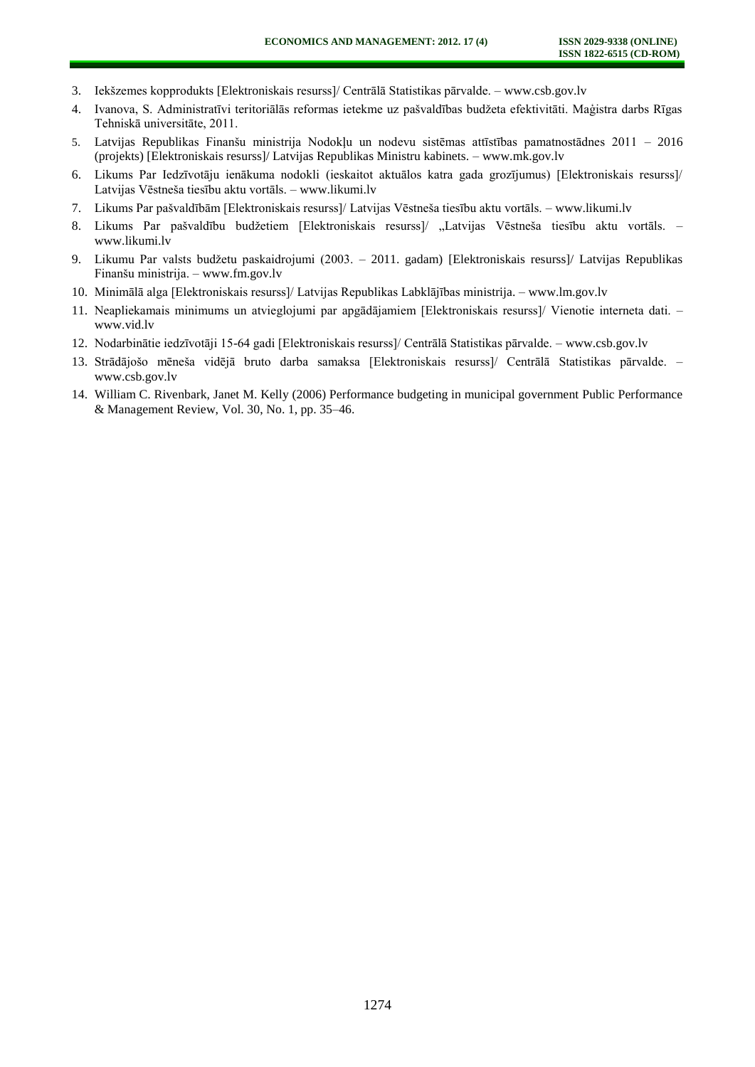3. Iekšzemes kopprodukts [Elektroniskais resurss]/ Centrālā Statistikas pārvalde. – www.csb.gov.lv
4. Ivanova, S. Administratīvi teritoriālās reformas ietekme uz pašvaldības budžeta efektivitāti. Maģistra darbs Rīgas Tehniskā universitāte, 2011.
5. Latvijas Republikas Finanšu ministrija Nodokļu un nodevu sistēmas attīstības pamatnostādnes 2011 – 2016 (projekts) [Elektroniskais resurss]/ Latvijas Republikas Ministru kabinets. – www.mk.gov.lv
6. Likums Par Iedzīvotāju ienākuma nodokli (ieskaitot aktuālos katra gada grozījumus) [Elektroniskais resurss]/ Latvijas Vēstneša tiesību aktu vortāls. – www.likumi.lv
7. Likums Par pašvaldībām [Elektroniskais resurss]/ Latvijas Vēstneša tiesību aktu vortāls. – www.likumi.lv
8. Likums Par pašvaldību budžetiem [Elektroniskais resurss]/ „Latvijas Vēstneša tiesību aktu vortāls. – www.likumi.lv
9. Likumu Par valsts budžetu paskaidrojumi (2003. – 2011. gadam) [Elektroniskais resurss]/ Latvijas Republikas Finanšu ministrija. – www.fm.gov.lv
10. Minimālā alga [Elektroniskais resurss]/ Latvijas Republikas Labklājības ministrija. – www.lm.gov.lv
11. Neapliekamais minimums un atvieglojumi par apgādājamiem [Elektroniskais resurss]/ Vienotie interneta dati. – www.vid.lv
12. Nodarbinātie iedzīvotāji 15-64 gadi [Elektroniskais resurss]/ Centrālā Statistikas pārvalde. – www.csb.gov.lv
13. Strādājošo mēneša vidējā bruto darba samaksa [Elektroniskais resurss]/ Centrālā Statistikas pārvalde. – www.csb.gov.lv
14. William C. Rivenbark, Janet M. Kelly (2006) Performance budgeting in municipal government Public Performance & Management Review, Vol. 30, No. 1, pp. 35–46.